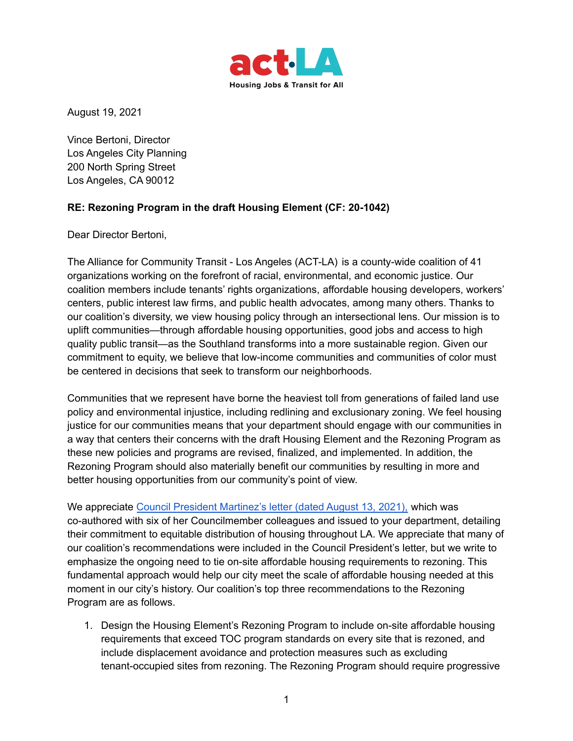act·LA

Housing Jobs & Transit for All

August 19, 2021

Vince Bertoni, Director
Los Angeles City Planning
200 North Spring Street
Los Angeles, CA 90012

**RE: Rezoning Program in the draft Housing Element (CF: 20-1042)**

Dear Director Bertoni,

The Alliance for Community Transit - Los Angeles (ACT-LA) is a county-wide coalition of 41 organizations working on the forefront of racial, environmental, and economic justice. Our coalition members include tenants' rights organizations, affordable housing developers, workers' centers, public interest law firms, and public health advocates, among many others. Thanks to our coalition's diversity, we view housing policy through an intersectional lens. Our mission is to uplift communities—through affordable housing opportunities, good jobs and access to high quality public transit—as the Southland transforms into a more sustainable region. Given our commitment to equity, we believe that low-income communities and communities of color must be centered in decisions that seek to transform our neighborhoods.

Communities that we represent have borne the heaviest toll from generations of failed land use policy and environmental injustice, including redlining and exclusionary zoning. We feel housing justice for our communities means that your department should engage with our communities in a way that centers their concerns with the draft Housing Element and the Rezoning Program as these new policies and programs are revised, finalized, and implemented. In addition, the Rezoning Program should also materially benefit our communities by resulting in more and better housing opportunities from our community's point of view.

We appreciate Council President Martinez's letter (dated August 13, 2021), which was co-authored with six of her Councilmember colleagues and issued to your department, detailing their commitment to equitable distribution of housing throughout LA. We appreciate that many of our coalition's recommendations were included in the Council President's letter, but we write to emphasize the ongoing need to tie on-site affordable housing requirements to rezoning. This fundamental approach would help our city meet the scale of affordable housing needed at this moment in our city's history. Our coalition's top three recommendations to the Rezoning Program are as follows.

1. Design the Housing Element's Rezoning Program to include on-site affordable housing requirements that exceed TOC program standards on every site that is rezoned, and include displacement avoidance and protection measures such as excluding tenant-occupied sites from rezoning. The Rezoning Program should require progressive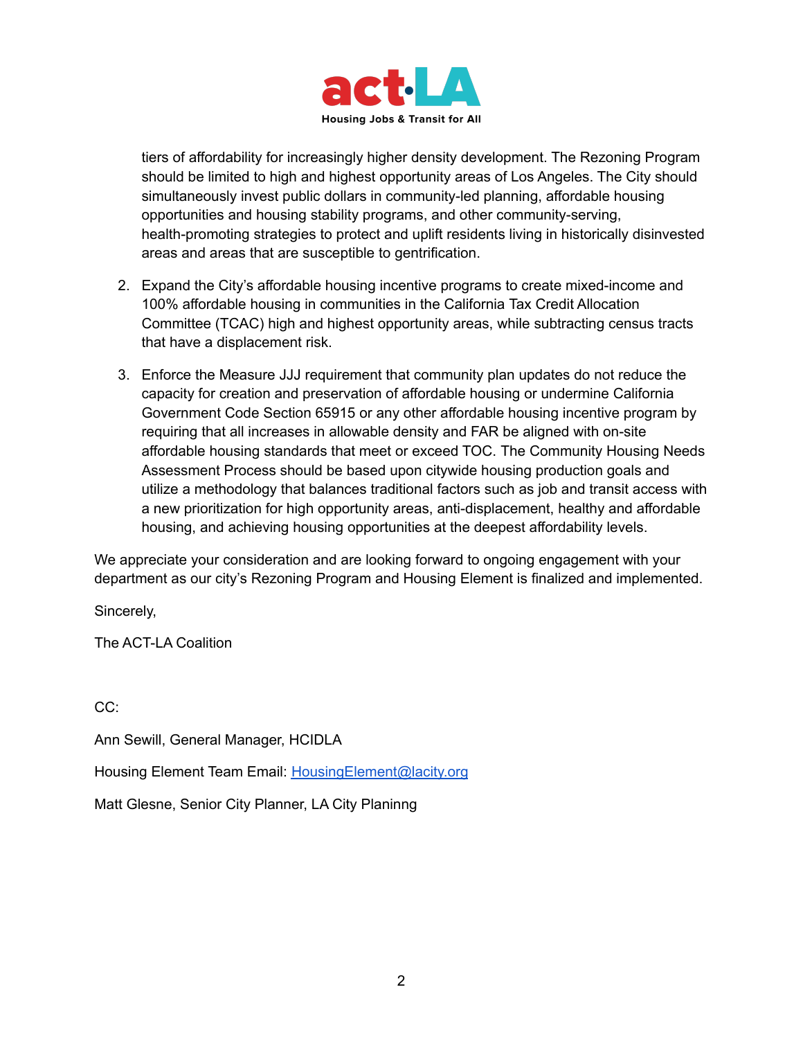tiers of affordability for increasingly higher density development. The Rezoning Program should be limited to high and highest opportunity areas of Los Angeles. The City should simultaneously invest public dollars in community-led planning, affordable housing opportunities and housing stability programs, and other community-serving, health-promoting strategies to protect and uplift residents living in historically disinvested areas and areas that are susceptible to gentrification.

2. Expand the City's affordable housing incentive programs to create mixed-income and 100% affordable housing in communities in the California Tax Credit Allocation Committee (TCAC) high and highest opportunity areas, while subtracting census tracts that have a displacement risk.

3. Enforce the Measure JJJ requirement that community plan updates do not reduce the capacity for creation and preservation of affordable housing or undermine California Government Code Section 65915 or any other affordable housing incentive program by requiring that all increases in allowable density and FAR be aligned with on-site affordable housing standards that meet or exceed TOC. The Community Housing Needs Assessment Process should be based upon citywide housing production goals and utilize a methodology that balances traditional factors such as job and transit access with a new prioritization for high opportunity areas, anti-displacement, healthy and affordable housing, and achieving housing opportunities at the deepest affordability levels.

We appreciate your consideration and are looking forward to ongoing engagement with your department as our city's Rezoning Program and Housing Element is finalized and implemented.

Sincerely,

The ACT-LA Coalition

CC:

Ann Sewill, General Manager, HCIDLA

Housing Element Team Email: HousingElement@lacity.org

Matt Glesne, Senior City Planner, LA City Planinng